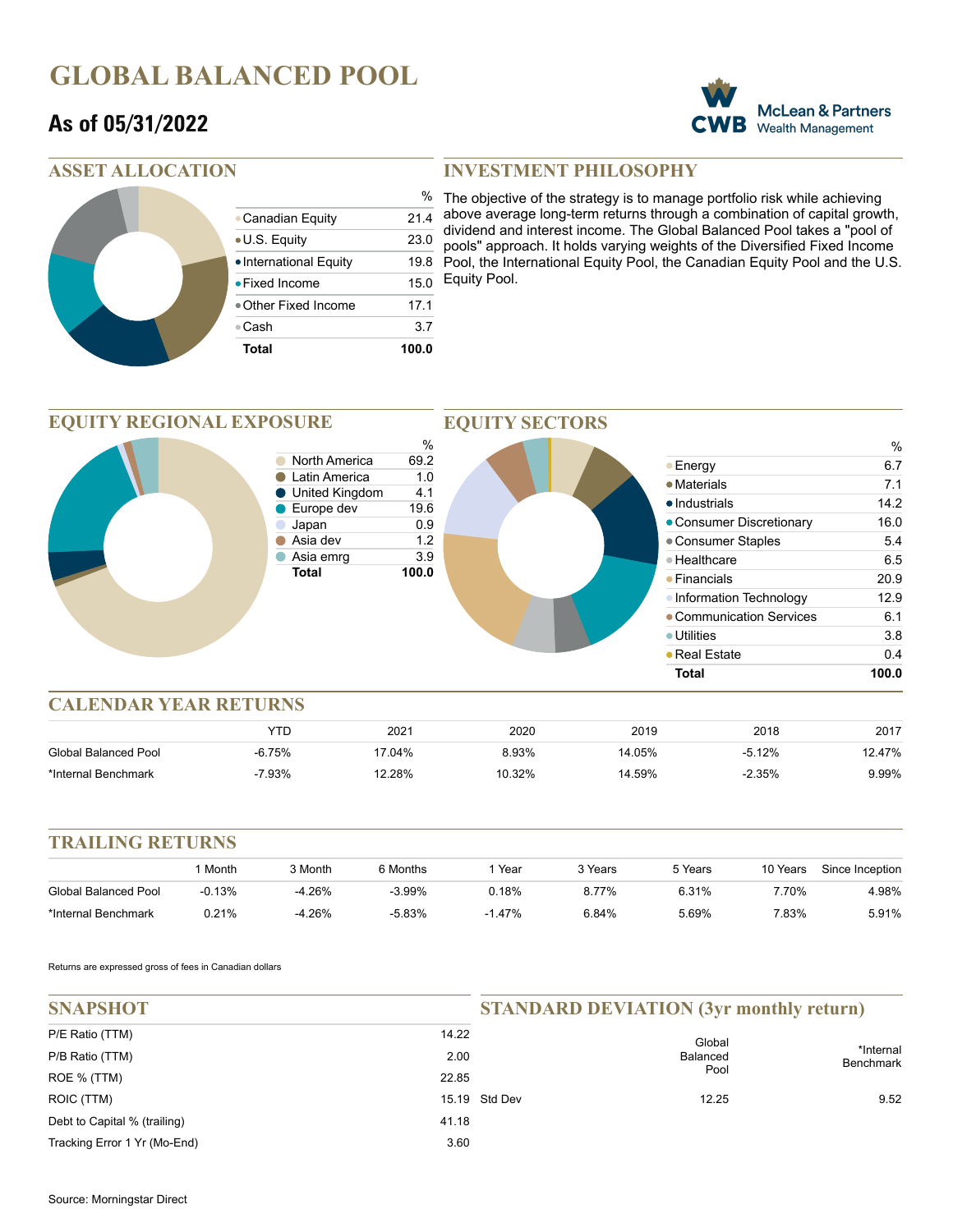# GLOBAL BALANCED POOL

## As of 05/31/2022

McLean & Partners Wealth Management

## ASSET ALLOCATION

| | % |
|---|---|
| Canadian Equity | 21.4 |
| U.S. Equity | 23.0 |
| International Equity | 19.8 |
| Fixed Income | 15.0 |
| Other Fixed Income | 17.1 |
| Cash | 3.7 |
| **Total** | **100.0** |

## INVESTMENT PHILOSOPHY

The objective of the strategy is to manage portfolio risk while achieving above average long-term returns through a combination of capital growth, dividend and interest income. The Global Balanced Pool takes a "pool of pools" approach. It holds varying weights of the Diversified Fixed Income Pool, the International Equity Pool, the Canadian Equity Pool and the U.S. Equity Pool.

## EQUITY REGIONAL EXPOSURE

| | % |
|---|---|
| North America | 69.2 |
| Latin America | 1.0 |
| United Kingdom | 4.1 |
| Europe dev | 19.6 |
| Japan | 0.9 |
| Asia dev | 1.2 |
| Asia emrg | 3.9 |
| **Total** | **100.0** |

## EQUITY SECTORS

| | % |
|---|---|
| Energy | 6.7 |
| Materials | 7.1 |
| Industrials | 14.2 |
| Consumer Discretionary | 16.0 |
| Consumer Staples | 5.4 |
| Healthcare | 6.5 |
| Financials | 20.9 |
| Information Technology | 12.9 |
| Communication Services | 6.1 |
| Utilities | 3.8 |
| Real Estate | 0.4 |
| **Total** | **100.0** |

## CALENDAR YEAR RETURNS

| | YTD | 2021 | 2020 | 2019 | 2018 | 2017 |
|---|---|---|---|---|---|---|
| Global Balanced Pool | -6.75% | 17.04% | 8.93% | 14.05% | -5.12% | 12.47% |
| *Internal Benchmark | -7.93% | 12.28% | 10.32% | 14.59% | -2.35% | 9.99% |

## TRAILING RETURNS

| | 1 Month | 3 Month | 6 Months | 1 Year | 3 Years | 5 Years | 10 Years | Since Inception |
|---|---|---|---|---|---|---|---|---|
| Global Balanced Pool | -0.13% | -4.26% | -3.99% | 0.18% | 8.77% | 6.31% | 7.70% | 4.98% |
| *Internal Benchmark | 0.21% | -4.26% | -5.83% | -1.47% | 6.84% | 5.69% | 7.83% | 5.91% |

Returns are expressed gross of fees in Canadian dollars

## SNAPSHOT

| | |
|---|---|
| P/E Ratio (TTM) | 14.22 |
| P/B Ratio (TTM) | 2.00 |
| ROE % (TTM) | 22.85 |
| ROIC (TTM) | 15.19 |
| Debt to Capital % (trailing) | 41.18 |
| Tracking Error 1 Yr (Mo-End) | 3.60 |

## STANDARD DEVIATION (3yr monthly return)

| | Global Balanced Pool | *Internal Benchmark |
|---|---|---|
| Std Dev | 12.25 | 9.52 |

Source: Morningstar Direct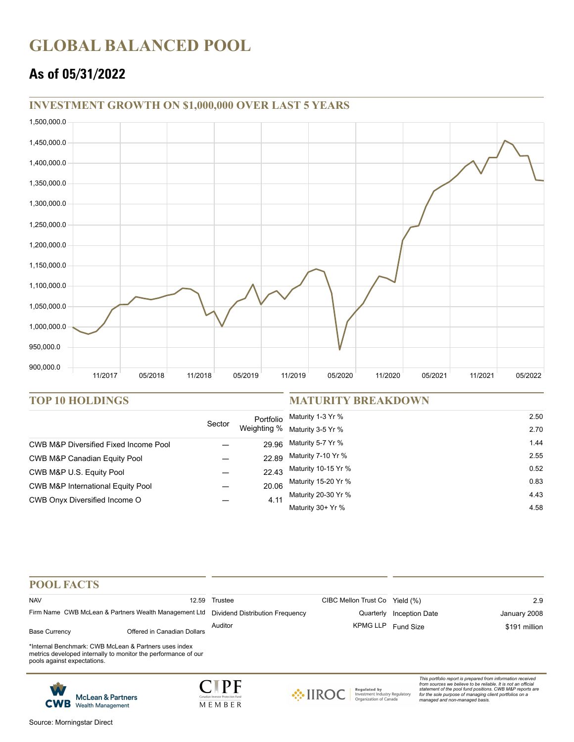# GLOBAL BALANCED POOL

## As of 05/31/2022

## INVESTMENT GROWTH ON $1,000,000 OVER LAST 5 YEARS

1,500,000.0
1,450,000.0
1,400,000.0
1,350,000.0
1,300,000.0
1,250,000.0
1,200,000.0
1,150,000.0
1,100,000.0
1,050,000.0
1,000,000.0
950,000.0
900,000.0

11/2017 05/2018 11/2018 05/2019 11/2019 05/2020 11/2020 05/2021 11/2021 05/2022

## TOP 10 HOLDINGS

| | Sector | Portfolio Weighting % |
|---|---|---|
| CWB M&P Diversified Fixed Income Pool | — | 29.96 |
| CWB M&P Canadian Equity Pool | — | 22.89 |
| CWB M&P U.S. Equity Pool | — | 22.43 |
| CWB M&P International Equity Pool | — | 20.06 |
| CWB Onyx Diversified Income O | — | 4.11 |

## MATURITY BREAKDOWN

| | |
|---|---|
| Maturity 1-3 Yr % | 2.50 |
| Maturity 3-5 Yr % | 2.70 |
| Maturity 5-7 Yr % | 1.44 |
| Maturity 7-10 Yr % | 2.55 |
| Maturity 10-15 Yr % | 0.52 |
| Maturity 15-20 Yr % | 0.83 |
| Maturity 20-30 Yr % | 4.43 |
| Maturity 30+ Yr % | 4.58 |

## POOL FACTS

| | | | | | |
|---|---|---|---|---|---|
| NAV | 12.59 | Trustee | CIBC Mellon Trust Co | Yield (%) | 2.9 |
| Firm Name | CWB McLean & Partners Wealth Management Ltd | Dividend Distribution Frequency | Quarterly | Inception Date | January 2008 |
| Base Currency | Offered in Canadian Dollars | Auditor | KPMG LLP | Fund Size | $191 million |

*Internal Benchmark: CWB McLean & Partners uses index metrics developed internally to monitor the performance of our pools against expectations.

CWB McLean & Partners Wealth Management

CIPF Canadian Investor Protection Fund MEMBER

IIROC Regulated by Investment Industry Regulatory Organization of Canada

*This portfolio report is prepared from information received from sources we believe to be reliable. It is not an official statement of the pool fund positions. CWB M&P reports are for the sole purpose of managing client portfolios on a managed and non-managed basis.*

Source: Morningstar Direct